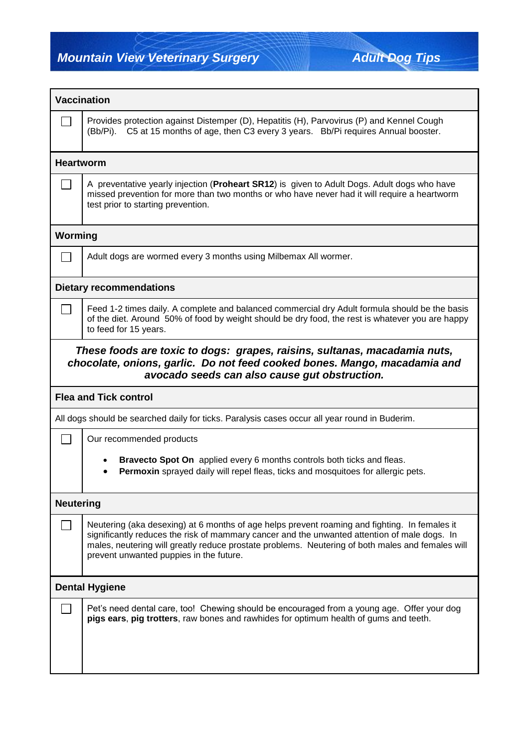# Mountain View Veterinary Surgery

## Adult Dog Tips

### Vaccination

☐ Provides protection against Distemper (D), Hepatitis (H), Parvovirus (P) and Kennel Cough (Bb/Pi). C5 at 15 months of age, then C3 every 3 years. Bb/Pi requires Annual booster.

### Heartworm

☐ A preventative yearly injection (**Proheart SR12**) is given to Adult Dogs. Adult dogs who have missed prevention for more than two months or who have never had it will require a heartworm test prior to starting prevention.

### Worming

☐ Adult dogs are wormed every 3 months using Milbemax All wormer.

### Dietary recommendations

☐ Feed 1-2 times daily. A complete and balanced commercial dry Adult formula should be the basis of the diet. Around 50% of food by weight should be dry food, the rest is whatever you are happy to feed for 15 years.

***These foods are toxic to dogs: grapes, raisins, sultanas, macadamia nuts, chocolate, onions, garlic. Do not feed cooked bones. Mango, macadamia and avocado seeds can also cause gut obstruction.***

### Flea and Tick control

All dogs should be searched daily for ticks. Paralysis cases occur all year round in Buderim.

☐ Our recommended products

- **Bravecto Spot On** applied every 6 months controls both ticks and fleas.
- **Permoxin** sprayed daily will repel fleas, ticks and mosquitoes for allergic pets.

### Neutering

☐ Neutering (aka desexing) at 6 months of age helps prevent roaming and fighting. In females it significantly reduces the risk of mammary cancer and the unwanted attention of male dogs. In males, neutering will greatly reduce prostate problems. Neutering of both males and females will prevent unwanted puppies in the future.

### Dental Hygiene

☐ Pet's need dental care, too! Chewing should be encouraged from a young age. Offer your dog **pigs ears**, **pig trotters**, raw bones and rawhides for optimum health of gums and teeth.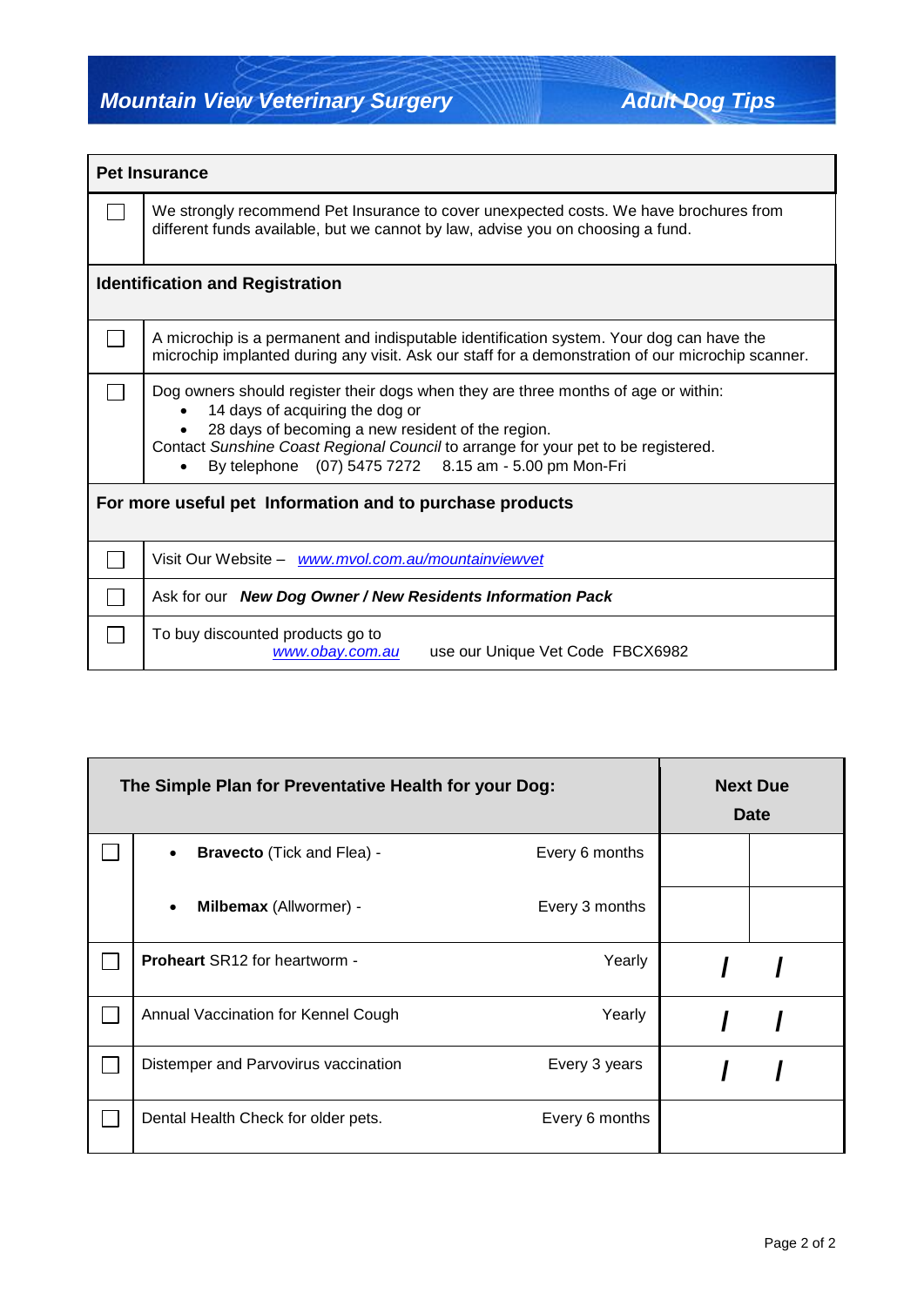**Mountain View Veterinary Surgery** — **Adult Dog Tips**

| | |
|---|---|
| **Pet Insurance** | |
| ☐ | We strongly recommend Pet Insurance to cover unexpected costs. We have brochures from different funds available, but we cannot by law, advise you on choosing a fund. |
| **Identification and Registration** | |
| ☐ | A microchip is a permanent and indisputable identification system. Your dog can have the microchip implanted during any visit. Ask our staff for a demonstration of our microchip scanner. |
| ☐ | Dog owners should register their dogs when they are three months of age or within:<br>• 14 days of acquiring the dog or<br>• 28 days of becoming a new resident of the region.<br>Contact *Sunshine Coast Regional Council* to arrange for your pet to be registered.<br>• By telephone (07) 5475 7272 8.15 am - 5.00 pm Mon-Fri |
| **For more useful pet Information and to purchase products** | |
| ☐ | Visit Our Website – *www.mvol.com.au/mountainviewvet* |
| ☐ | Ask for our ***New Dog Owner / New Residents Information Pack*** |
| ☐ | To buy discounted products go to *www.obay.com.au* use our Unique Vet Code FBCX6982 |

| | **The Simple Plan for Preventative Health for your Dog:** | | **Next Due Date** |
|---|---|---|---|
| ☐ | • **Bravecto** (Tick and Flea) - | Every 6 months | |
| | • **Milbemax** (Allwormer) - | Every 3 months | |
| ☐ | **Proheart** SR12 for heartworm - | Yearly | / / |
| ☐ | Annual Vaccination for Kennel Cough | Yearly | / / |
| ☐ | Distemper and Parvovirus vaccination | Every 3 years | / / |
| ☐ | Dental Health Check for older pets. | Every 6 months | |